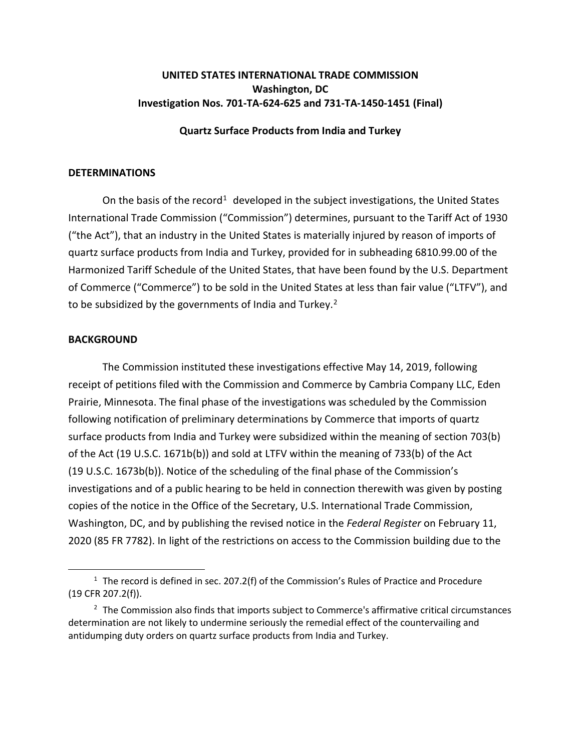**UNITED STATES INTERNATIONAL TRADE COMMISSION**
**Washington, DC**
**Investigation Nos. 701-TA-624-625 and 731-TA-1450-1451 (Final)**

**Quartz Surface Products from India and Turkey**

## DETERMINATIONS

On the basis of the record[1] developed in the subject investigations, the United States International Trade Commission ("Commission") determines, pursuant to the Tariff Act of 1930 ("the Act"), that an industry in the United States is materially injured by reason of imports of quartz surface products from India and Turkey, provided for in subheading 6810.99.00 of the Harmonized Tariff Schedule of the United States, that have been found by the U.S. Department of Commerce ("Commerce") to be sold in the United States at less than fair value ("LTFV"), and to be subsidized by the governments of India and Turkey.[2]

## BACKGROUND

The Commission instituted these investigations effective May 14, 2019, following receipt of petitions filed with the Commission and Commerce by Cambria Company LLC, Eden Prairie, Minnesota. The final phase of the investigations was scheduled by the Commission following notification of preliminary determinations by Commerce that imports of quartz surface products from India and Turkey were subsidized within the meaning of section 703(b) of the Act (19 U.S.C. 1671b(b)) and sold at LTFV within the meaning of 733(b) of the Act (19 U.S.C. 1673b(b)). Notice of the scheduling of the final phase of the Commission's investigations and of a public hearing to be held in connection therewith was given by posting copies of the notice in the Office of the Secretary, U.S. International Trade Commission, Washington, DC, and by publishing the revised notice in the *Federal Register* on February 11, 2020 (85 FR 7782). In light of the restrictions on access to the Commission building due to the

---

[1] The record is defined in sec. 207.2(f) of the Commission's Rules of Practice and Procedure (19 CFR 207.2(f)).

[2] The Commission also finds that imports subject to Commerce's affirmative critical circumstances determination are not likely to undermine seriously the remedial effect of the countervailing and antidumping duty orders on quartz surface products from India and Turkey.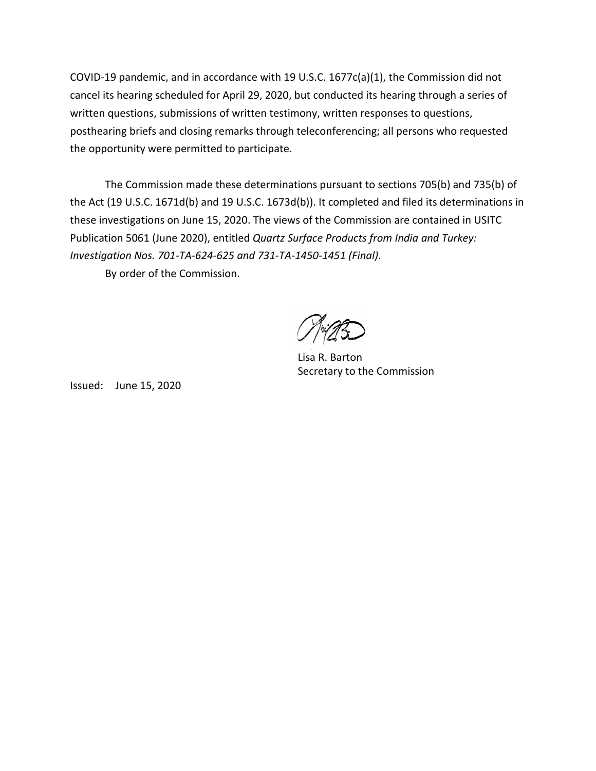COVID-19 pandemic, and in accordance with 19 U.S.C. 1677c(a)(1), the Commission did not cancel its hearing scheduled for April 29, 2020, but conducted its hearing through a series of written questions, submissions of written testimony, written responses to questions, posthearing briefs and closing remarks through teleconferencing; all persons who requested the opportunity were permitted to participate.

The Commission made these determinations pursuant to sections 705(b) and 735(b) of the Act (19 U.S.C. 1671d(b) and 19 U.S.C. 1673d(b)). It completed and filed its determinations in these investigations on June 15, 2020. The views of the Commission are contained in USITC Publication 5061 (June 2020), entitled *Quartz Surface Products from India and Turkey: Investigation Nos. 701-TA-624-625 and 731-TA-1450-1451 (Final)*.

By order of the Commission.

Lisa R. Barton
Secretary to the Commission

Issued: June 15, 2020